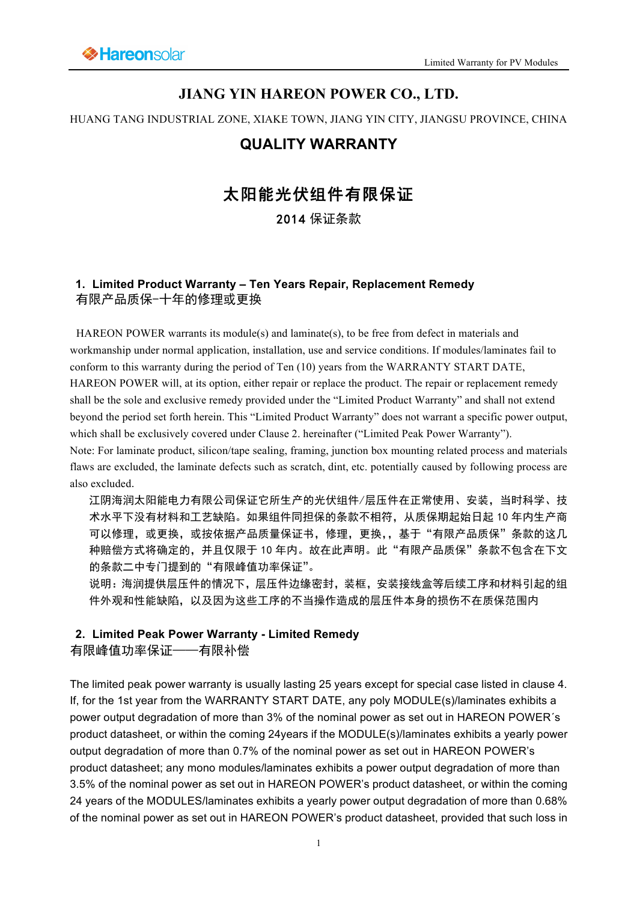# JIANG YIN HAREON POWER CO., LTD.

HUANG TANG INDUSTRIAL ZONE, XIAKE TOWN, JIANG YIN CITY, JIANGSU PROVINCE, CHINA

## QUALITY WARRANTY

## 太阳能光伏组件有限保证

### 2014 保证条款

### 1. Limited Product Warranty – Ten Years Repair, Replacement Remedy
### 有限产品质保-十年的修理或更换

HAREON POWER warrants its module(s) and laminate(s), to be free from defect in materials and workmanship under normal application, installation, use and service conditions. If modules/laminates fail to conform to this warranty during the period of Ten (10) years from the WARRANTY START DATE, HAREON POWER will, at its option, either repair or replace the product. The repair or replacement remedy shall be the sole and exclusive remedy provided under the "Limited Product Warranty" and shall not extend beyond the period set forth herein. This "Limited Product Warranty" does not warrant a specific power output, which shall be exclusively covered under Clause 2. hereinafter ("Limited Peak Power Warranty").

Note: For laminate product, silicon/tape sealing, framing, junction box mounting related process and materials flaws are excluded, the laminate defects such as scratch, dint, etc. potentially caused by following process are also excluded.

江阴海润太阳能电力有限公司保证它所生产的光伏组件/层压件在正常使用、安装，当时科学、技术水平下没有材料和工艺缺陷。如果组件同担保的条款不相符，从质保期起始日起 10 年内生产商可以修理，或更换，或按依据产品质量保证书，修理，更换，，基于"有限产品质保"条款的这几种赔偿方式将确定的，并且仅限于 10 年内。故在此声明。此"有限产品质保"条款不包含在下文的条款二中专门提到的"有限峰值功率保证"。

说明：海润提供层压件的情况下，层压件边缘密封，装框，安装接线盒等后续工序和材料引起的组件外观和性能缺陷，以及因为这些工序的不当操作造成的层压件本身的损伤不在质保范围内

### 2. Limited Peak Power Warranty - Limited Remedy
### 有限峰值功率保证——有限补偿

The limited peak power warranty is usually lasting 25 years except for special case listed in clause 4. If, for the 1st year from the WARRANTY START DATE, any poly MODULE(s)/laminates exhibits a power output degradation of more than 3% of the nominal power as set out in HAREON POWER´s product datasheet, or within the coming 24years if the MODULE(s)/laminates exhibits a yearly power output degradation of more than 0.7% of the nominal power as set out in HAREON POWER's product datasheet; any mono modules/laminates exhibits a power output degradation of more than 3.5% of the nominal power as set out in HAREON POWER's product datasheet, or within the coming 24 years of the MODULES/laminates exhibits a yearly power output degradation of more than 0.68% of the nominal power as set out in HAREON POWER's product datasheet, provided that such loss in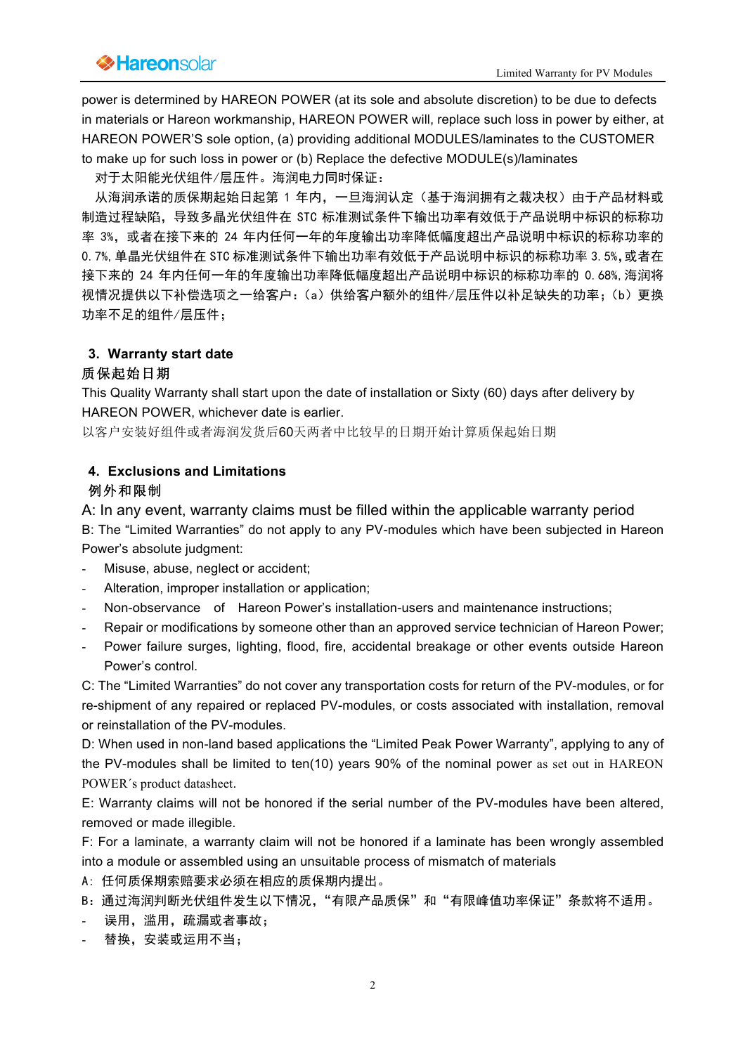power is determined by HAREON POWER (at its sole and absolute discretion) to be due to defects in materials or Hareon workmanship, HAREON POWER will, replace such loss in power by either, at HAREON POWER'S sole option, (a) providing additional MODULES/laminates to the CUSTOMER to make up for such loss in power or (b) Replace the defective MODULE(s)/laminates

对于太阳能光伏组件/层压件。海润电力同时保证：

从海润承诺的质保期起始日起第 1 年内，一旦海润认定（基于海润拥有之裁决权）由于产品材料或制造过程缺陷，导致多晶光伏组件在 STC 标准测试条件下输出功率有效低于产品说明中标识的标称功率 3%，或者在接下来的 24 年内任何一年的年度输出功率降低幅度超出产品说明中标识的标称功率的 0.7%，单晶光伏组件在 STC 标准测试条件下输出功率有效低于产品说明中标识的标称功率 3.5%，或者在接下来的 24 年内任何一年的年度输出功率降低幅度超出产品说明中标识的标称功率的 0.68%，海润将视情况提供以下补偿选项之一给客户：（a）供给客户额外的组件/层压件以补足缺失的功率；（b）更换功率不足的组件/层压件；

## 3. Warranty start date

## 质保起始日期

This Quality Warranty shall start upon the date of installation or Sixty (60) days after delivery by HAREON POWER, whichever date is earlier.

以客户安装好组件或者海润发货后60天两者中比较早的日期开始计算质保起始日期

## 4. Exclusions and Limitations

## 例外和限制

A: In any event, warranty claims must be filled within the applicable warranty period

B: The "Limited Warranties" do not apply to any PV-modules which have been subjected in Hareon Power's absolute judgment:

- Misuse, abuse, neglect or accident;
- Alteration, improper installation or application;
- Non-observance of Hareon Power's installation-users and maintenance instructions;
- Repair or modifications by someone other than an approved service technician of Hareon Power;
- Power failure surges, lighting, flood, fire, accidental breakage or other events outside Hareon Power's control.

C: The "Limited Warranties" do not cover any transportation costs for return of the PV-modules, or for re-shipment of any repaired or replaced PV-modules, or costs associated with installation, removal or reinstallation of the PV-modules.

D: When used in non-land based applications the "Limited Peak Power Warranty", applying to any of the PV-modules shall be limited to ten(10) years 90% of the nominal power as set out in HAREON POWER´s product datasheet.

E: Warranty claims will not be honored if the serial number of the PV-modules have been altered, removed or made illegible.

F: For a laminate, a warranty claim will not be honored if a laminate has been wrongly assembled into a module or assembled using an unsuitable process of mismatch of materials

A：任何质保期索赔要求必须在相应的质保期内提出。

B：通过海润判断光伏组件发生以下情况，“有限产品质保”和“有限峰值功率保证”条款将不适用。

- 误用，滥用，疏漏或者事故；
- 替换，安装或运用不当；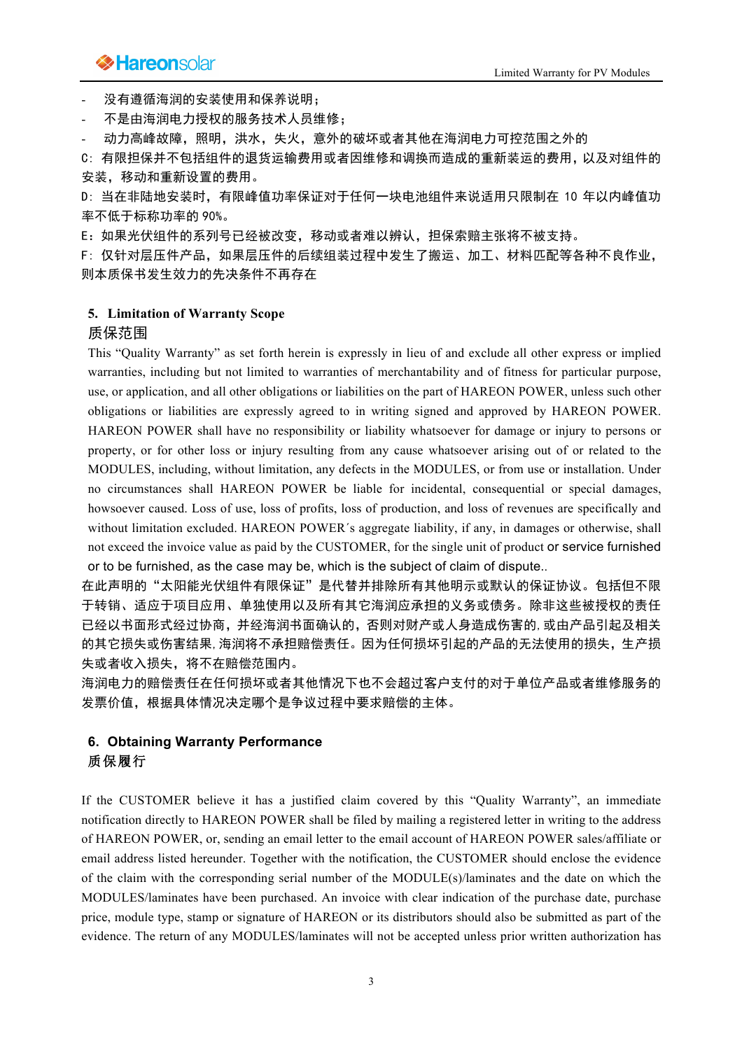- 没有遵循海润的安装使用和保养说明；
- 不是由海润电力授权的服务技术人员维修；
- 动力高峰故障，照明，洪水，失火，意外的破坏或者其他在海润电力可控范围之外的

C: 有限担保并不包括组件的退货运输费用或者因维修和调换而造成的重新装运的费用，以及对组件的安装，移动和重新设置的费用。

D: 当在非陆地安装时，有限峰值功率保证对于任何一块电池组件来说适用只限制在 10 年以内峰值功率不低于标称功率的 90%。

E：如果光伏组件的系列号已经被改变，移动或者难以辨认，担保索赔主张将不被支持。

F: 仅针对层压件产品，如果层压件的后续组装过程中发生了搬运、加工、材料匹配等各种不良作业，则本质保书发生效力的先决条件不再存在

## 5. Limitation of Warranty Scope

## 质保范围

This "Quality Warranty" as set forth herein is expressly in lieu of and exclude all other express or implied warranties, including but not limited to warranties of merchantability and of fitness for particular purpose, use, or application, and all other obligations or liabilities on the part of HAREON POWER, unless such other obligations or liabilities are expressly agreed to in writing signed and approved by HAREON POWER. HAREON POWER shall have no responsibility or liability whatsoever for damage or injury to persons or property, or for other loss or injury resulting from any cause whatsoever arising out of or related to the MODULES, including, without limitation, any defects in the MODULES, or from use or installation. Under no circumstances shall HAREON POWER be liable for incidental, consequential or special damages, howsoever caused. Loss of use, loss of profits, loss of production, and loss of revenues are specifically and without limitation excluded. HAREON POWER´s aggregate liability, if any, in damages or otherwise, shall not exceed the invoice value as paid by the CUSTOMER, for the single unit of product or service furnished or to be furnished, as the case may be, which is the subject of claim of dispute..

在此声明的"太阳能光伏组件有限保证"是代替并排除所有其他明示或默认的保证协议。包括但不限于转销、适应于项目应用、单独使用以及所有其它海润应承担的义务或债务。除非这些被授权的责任已经以书面形式经过协商，并经海润书面确认的，否则对财产或人身造成伤害的，或由产品引起及相关的其它损失或伤害结果，海润将不承担赔偿责任。因为任何损坏引起的产品的无法使用的损失，生产损失或者收入损失，将不在赔偿范围内。

海润电力的赔偿责任在任何损坏或者其他情况下也不会超过客户支付的对于单位产品或者维修服务的发票价值，根据具体情况决定哪个是争议过程中要求赔偿的主体。

## 6. Obtaining Warranty Performance

## 质保履行

If the CUSTOMER believe it has a justified claim covered by this "Quality Warranty", an immediate notification directly to HAREON POWER shall be filed by mailing a registered letter in writing to the address of HAREON POWER, or, sending an email letter to the email account of HAREON POWER sales/affiliate or email address listed hereunder. Together with the notification, the CUSTOMER should enclose the evidence of the claim with the corresponding serial number of the MODULE(s)/laminates and the date on which the MODULES/laminates have been purchased. An invoice with clear indication of the purchase date, purchase price, module type, stamp or signature of HAREON or its distributors should also be submitted as part of the evidence. The return of any MODULES/laminates will not be accepted unless prior written authorization has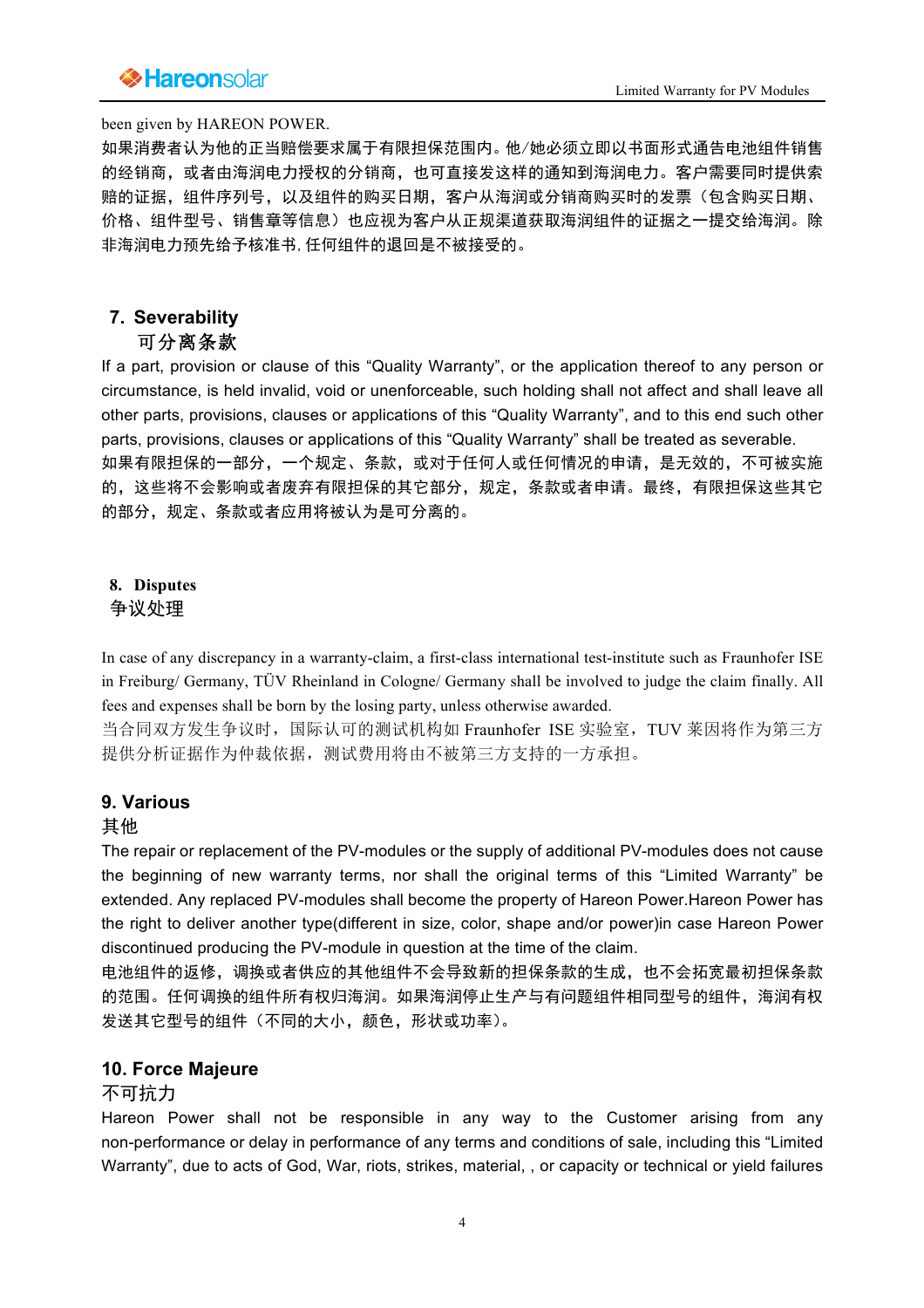been given by HAREON POWER.

如果消费者认为他的正当赔偿要求属于有限担保范围内。他/她必须立即以书面形式通告电池组件销售的经销商，或者由海润电力授权的分销商，也可直接发这样的通知到海润电力。客户需要同时提供索赔的证据，组件序列号，以及组件的购买日期，客户从海润或分销商购买时的发票（包含购买日期、价格、组件型号、销售章等信息）也应视为客户从正规渠道获取海润组件的证据之一提交给海润。除非海润电力预先给予核准书，任何组件的退回是不被接受的。

## 7. Severability

## 可分离条款

If a part, provision or clause of this “Quality Warranty”, or the application thereof to any person or circumstance, is held invalid, void or unenforceable, such holding shall not affect and shall leave all other parts, provisions, clauses or applications of this “Quality Warranty”, and to this end such other parts, provisions, clauses or applications of this “Quality Warranty” shall be treated as severable.

如果有限担保的一部分，一个规定、条款，或对于任何人或任何情况的申请，是无效的，不可被实施的，这些将不会影响或者废弃有限担保的其它部分，规定，条款或者申请。最终，有限担保这些其它的部分，规定、条款或者应用将被认为是可分离的。

## 8. Disputes

## 争议处理

In case of any discrepancy in a warranty-claim, a first-class international test-institute such as Fraunhofer ISE in Freiburg/ Germany, TÜV Rheinland in Cologne/ Germany shall be involved to judge the claim finally. All fees and expenses shall be born by the losing party, unless otherwise awarded.

当合同双方发生争议时，国际认可的测试机构如 Fraunhofer ISE 实验室，TUV 莱因将作为第三方提供分析证据作为仲裁依据，测试费用将由不被第三方支持的一方承担。

## 9. Various

## 其他

The repair or replacement of the PV-modules or the supply of additional PV-modules does not cause the beginning of new warranty terms, nor shall the original terms of this “Limited Warranty” be extended. Any replaced PV-modules shall become the property of Hareon Power.Hareon Power has the right to deliver another type(different in size, color, shape and/or power)in case Hareon Power discontinued producing the PV-module in question at the time of the claim.

电池组件的返修，调换或者供应的其他组件不会导致新的担保条款的生成，也不会拓宽最初担保条款的范围。任何调换的组件所有权归海润。如果海润停止生产与有问题组件相同型号的组件，海润有权发送其它型号的组件（不同的大小，颜色，形状或功率）。

## 10. Force Majeure

## 不可抗力

Hareon Power shall not be responsible in any way to the Customer arising from any non-performance or delay in performance of any terms and conditions of sale, including this “Limited Warranty”, due to acts of God, War, riots, strikes, material, , or capacity or technical or yield failures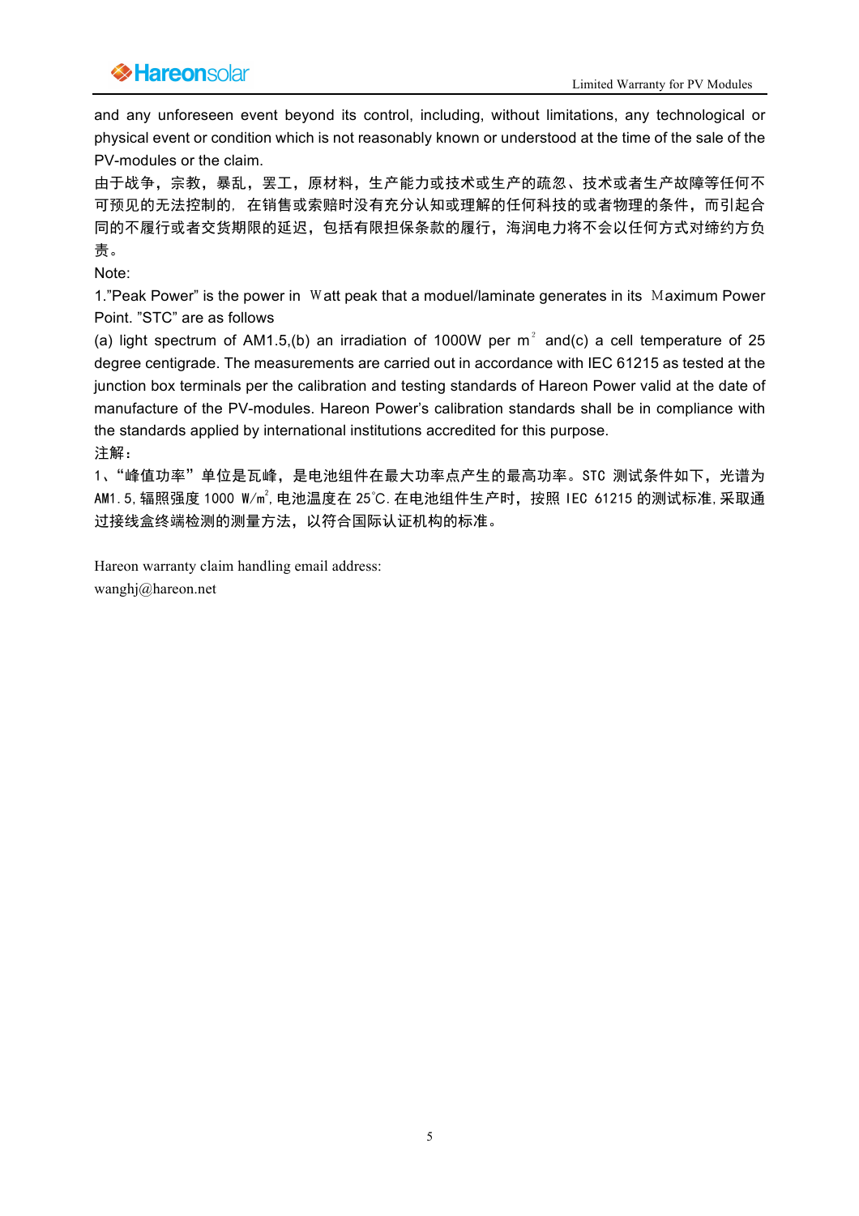and any unforeseen event beyond its control, including, without limitations, any technological or physical event or condition which is not reasonably known or understood at the time of the sale of the PV-modules or the claim.

由于战争，宗教，暴乱，罢工，原材料，生产能力或技术或生产的疏忽、技术或者生产故障等任何不可预见的无法控制的，在销售或索赔时没有充分认知或理解的任何科技的或者物理的条件，而引起合同的不履行或者交货期限的延迟，包括有限担保条款的履行，海润电力将不会以任何方式对缔约方负责。

Note:

1."Peak Power" is the power in Ｗatt peak that a moduel/laminate generates in its Ｍaximum Power Point. "STC" are as follows

(a) light spectrum of AM1.5,(b) an irradiation of 1000W per $m^2$ and(c) a cell temperature of 25 degree centigrade. The measurements are carried out in accordance with IEC 61215 as tested at the junction box terminals per the calibration and testing standards of Hareon Power valid at the date of manufacture of the PV-modules. Hareon Power's calibration standards shall be in compliance with the standards applied by international institutions accredited for this purpose.

注解：

1、"峰值功率"单位是瓦峰，是电池组件在最大功率点产生的最高功率。STC 测试条件如下，光谱为 AM1.5，辐照强度 1000 $W/m^2$，电池温度在 25℃.在电池组件生产时，按照 IEC 61215 的测试标准，采取通过接线盒终端检测的测量方法，以符合国际认证机构的标准。

Hareon warranty claim handling email address:
wanghj@hareon.net